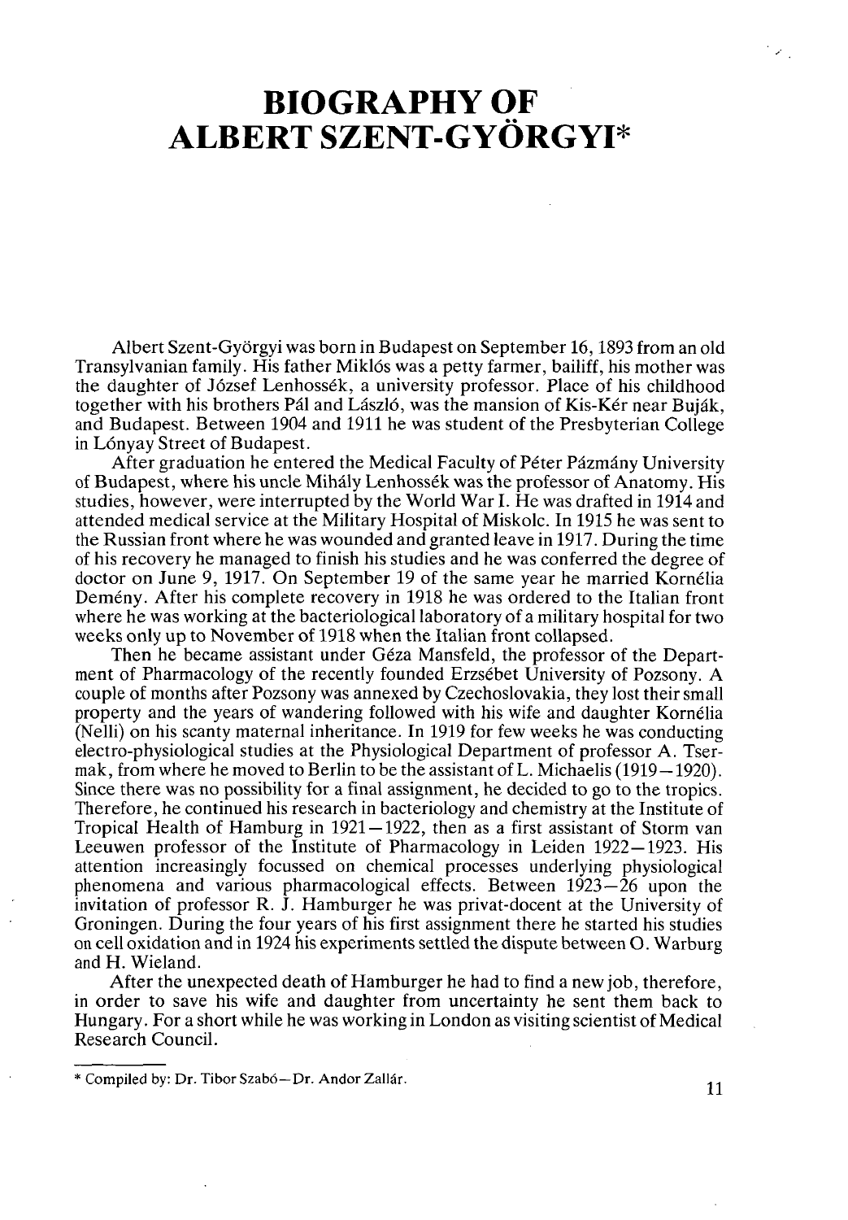# BIOGRAPHY OF ALBERT SZENT-GYÖRGYI*

Albert Szent-Györgyi was born in Budapest on September 16, 1893 from an old Transylvanian family. His father Miklós was a petty farmer, bailiff, his mother was the daughter of József Lenhossék, a university professor. Place of his childhood together with his brothers Pál and László, was the mansion of Kis-Kér near Buják, and Budapest. Between 1904 and 1911 he was student of the Presbyterian College in Lónyay Street of Budapest.

After graduation he entered the Medical Faculty of Péter Pázmány University of Budapest, where his uncle Mihály Lenhossék was the professor of Anatomy. His studies, however, were interrupted by the World War I. He was drafted in 1914 and attended medical service at the Military Hospital of Miskolc. In 1915 he was sent to the Russian front where he was wounded and granted leave in 1917. During the time of his recovery he managed to finish his studies and he was conferred the degree of doctor on June 9, 1917. On September 19 of the same year he married Kornélia Demény. After his complete recovery in 1918 he was ordered to the Italian front where he was working at the bacteriological laboratory of a military hospital for two weeks only up to November of 1918 when the Italian front collapsed.

Then he became assistant under Géza Mansfeld, the professor of the Department of Pharmacology of the recently founded Erzsébet University of Pozsony. A couple of months after Pozsony was annexed by Czechoslovakia, they lost their small property and the years of wandering followed with his wife and daughter Kornélia (Nelli) on his scanty maternal inheritance. In 1919 for few weeks he was conducting electro-physiological studies at the Physiological Department of professor A. Tsermak, from where he moved to Berlin to be the assistant of L. Michaelis (1919—1920). Since there was no possibility for a final assignment, he decided to go to the tropics. Therefore, he continued his research in bacteriology and chemistry at the Institute of Tropical Health of Hamburg in 1921—1922, then as a first assistant of Storm van Leeuwen professor of the Institute of Pharmacology in Leiden 1922—1923. His attention increasingly focussed on chemical processes underlying physiological phenomena and various pharmacological effects. Between 1923—26 upon the invitation of professor R. J. Hamburger he was privat-docent at the University of Groningen. During the four years of his first assignment there he started his studies on cell oxidation and in 1924 his experiments settled the dispute between O. Warburg and H. Wieland.

After the unexpected death of Hamburger he had to find a new job, therefore, in order to save his wife and daughter from uncertainty he sent them back to Hungary. For a short while he was working in London as visiting scientist of Medical Research Council.

---

* Compiled by: Dr. Tibor Szabó—Dr. Andor Zallár.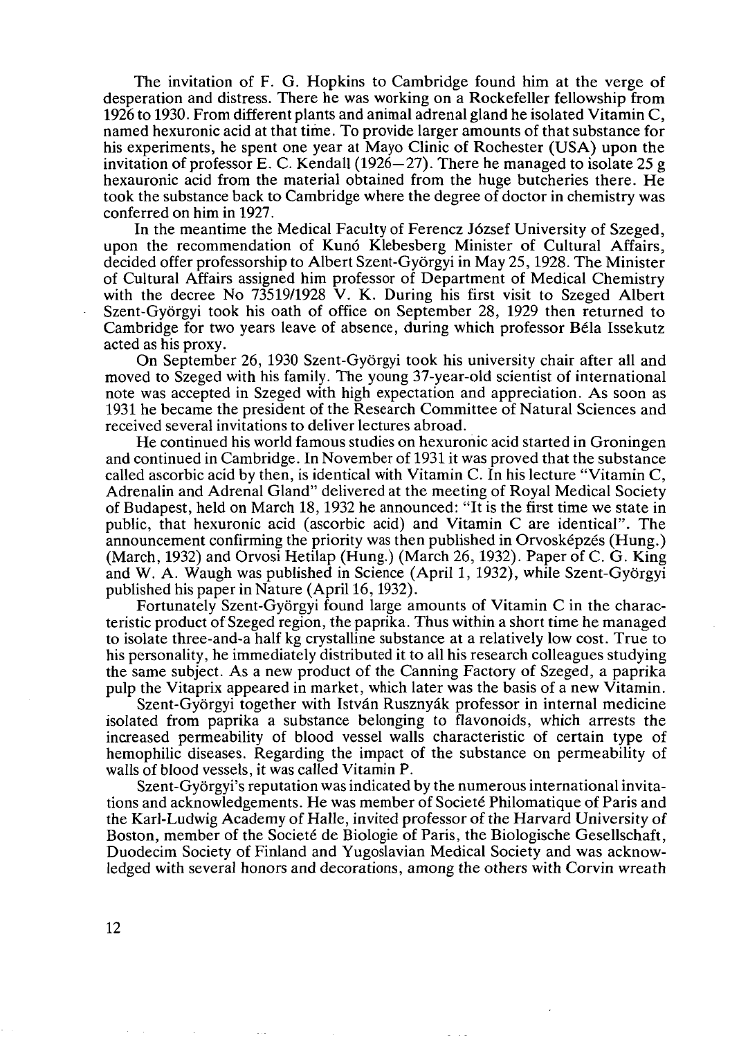The invitation of F. G. Hopkins to Cambridge found him at the verge of desperation and distress. There he was working on a Rockefeller fellowship from 1926 to 1930. From different plants and animal adrenal gland he isolated Vitamin C, named hexuronic acid at that time. To provide larger amounts of that substance for his experiments, he spent one year at Mayo Clinic of Rochester (USA) upon the invitation of professor E. C. Kendall (1926—27). There he managed to isolate 25 g hexauronic acid from the material obtained from the huge butcheries there. He took the substance back to Cambridge where the degree of doctor in chemistry was conferred on him in 1927.

In the meantime the Medical Faculty of Ferencz József University of Szeged, upon the recommendation of Kunó Klebesberg Minister of Cultural Affairs, decided offer professorship to Albert Szent-Györgyi in May 25, 1928. The Minister of Cultural Affairs assigned him professor of Department of Medical Chemistry with the decree No 73519/1928 V. K. During his first visit to Szeged Albert Szent-Györgyi took his oath of office on September 28, 1929 then returned to Cambridge for two years leave of absence, during which professor Béla Issekutz acted as his proxy.

On September 26, 1930 Szent-Györgyi took his university chair after all and moved to Szeged with his family. The young 37-year-old scientist of international note was accepted in Szeged with high expectation and appreciation. As soon as 1931 he became the president of the Research Committee of Natural Sciences and received several invitations to deliver lectures abroad.

He continued his world famous studies on hexuronic acid started in Groningen and continued in Cambridge. In November of 1931 it was proved that the substance called ascorbic acid by then, is identical with Vitamin C. In his lecture "Vitamin C, Adrenalin and Adrenal Gland" delivered at the meeting of Royal Medical Society of Budapest, held on March 18, 1932 he announced: "It is the first time we state in public, that hexuronic acid (ascorbic acid) and Vitamin C are identical". The announcement confirming the priority was then published in Orvosképzés (Hung.) (March, 1932) and Orvosi Hetilap (Hung.) (March 26, 1932). Paper of C. G. King and W. A. Waugh was published in Science (April 1, 1932), while Szent-Györgyi published his paper in Nature (April 16, 1932).

Fortunately Szent-Györgyi found large amounts of Vitamin C in the characteristic product of Szeged region, the paprika. Thus within a short time he managed to isolate three-and-a half kg crystalline substance at a relatively low cost. True to his personality, he immediately distributed it to all his research colleagues studying the same subject. As a new product of the Canning Factory of Szeged, a paprika pulp the Vitaprix appeared in market, which later was the basis of a new Vitamin.

Szent-Györgyi together with István Rusznyák professor in internal medicine isolated from paprika a substance belonging to flavonoids, which arrests the increased permeability of blood vessel walls characteristic of certain type of hemophilic diseases. Regarding the impact of the substance on permeability of walls of blood vessels, it was called Vitamin P.

Szent-Györgyi's reputation was indicated by the numerous international invitations and acknowledgements. He was member of Societé Philomatique of Paris and the Karl-Ludwig Academy of Halle, invited professor of the Harvard University of Boston, member of the Societé de Biologie of Paris, the Biologische Gesellschaft, Duodecim Society of Finland and Yugoslavian Medical Society and was acknowledged with several honors and decorations, among the others with Corvin wreath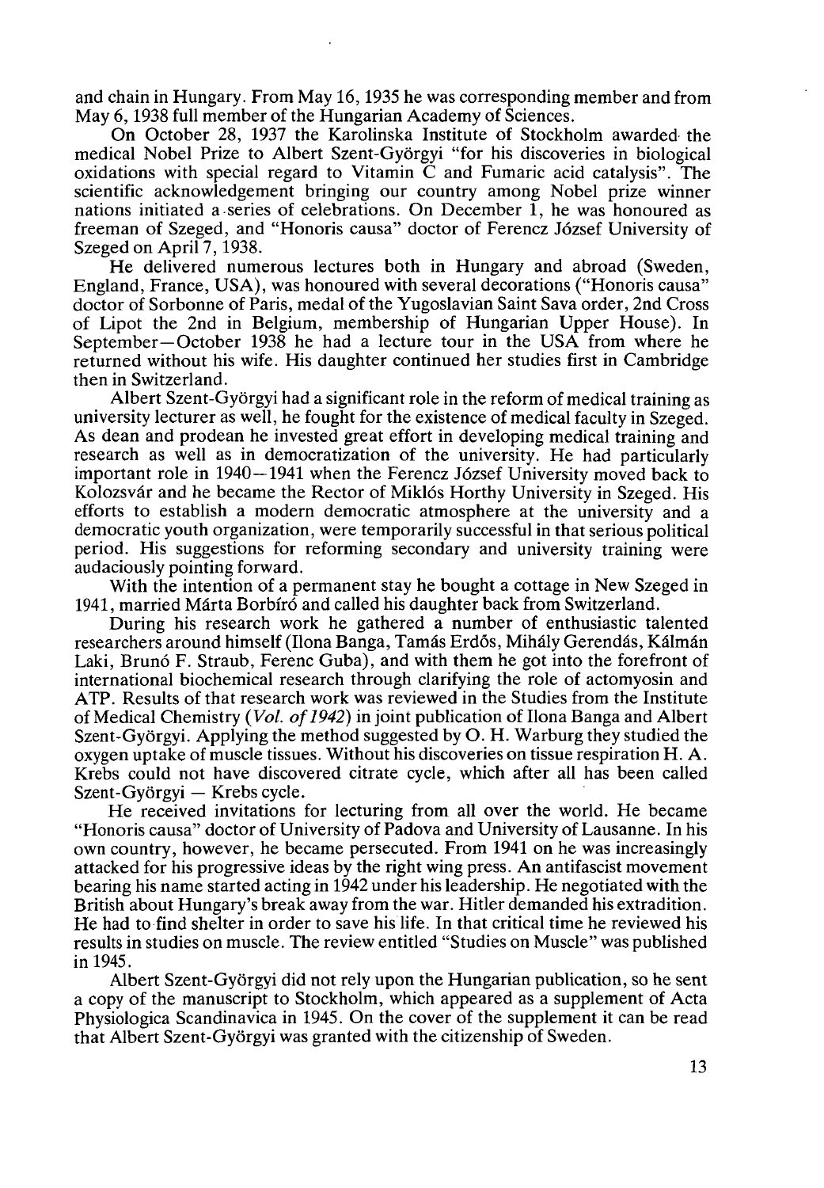and chain in Hungary. From May 16, 1935 he was corresponding member and from May 6, 1938 full member of the Hungarian Academy of Sciences.

On October 28, 1937 the Karolinska Institute of Stockholm awarded the medical Nobel Prize to Albert Szent-Györgyi "for his discoveries in biological oxidations with special regard to Vitamin C and Fumaric acid catalysis". The scientific acknowledgement bringing our country among Nobel prize winner nations initiated a series of celebrations. On December 1, he was honoured as freeman of Szeged, and "Honoris causa" doctor of Ferencz József University of Szeged on April 7, 1938.

He delivered numerous lectures both in Hungary and abroad (Sweden, England, France, USA), was honoured with several decorations ("Honoris causa" doctor of Sorbonne of Paris, medal of the Yugoslavian Saint Sava order, 2nd Cross of Lipot the 2nd in Belgium, membership of Hungarian Upper House). In September—October 1938 he had a lecture tour in the USA from where he returned without his wife. His daughter continued her studies first in Cambridge then in Switzerland.

Albert Szent-Györgyi had a significant role in the reform of medical training as university lecturer as well, he fought for the existence of medical faculty in Szeged. As dean and prodean he invested great effort in developing medical training and research as well as in democratization of the university. He had particularly important role in 1940—1941 when the Ferencz József University moved back to Kolozsvár and he became the Rector of Miklós Horthy University in Szeged. His efforts to establish a modern democratic atmosphere at the university and a democratic youth organization, were temporarily successful in that serious political period. His suggestions for reforming secondary and university training were audaciously pointing forward.

With the intention of a permanent stay he bought a cottage in New Szeged in 1941, married Márta Borbíró and called his daughter back from Switzerland.

During his research work he gathered a number of enthusiastic talented researchers around himself (Ilona Banga, Tamás Erdős, Mihály Gerendás, Kálmán Laki, Brunó F. Straub, Ferenc Guba), and with them he got into the forefront of international biochemical research through clarifying the role of actomyosin and ATP. Results of that research work was reviewed in the Studies from the Institute of Medical Chemistry (*Vol. of 1942*) in joint publication of Ilona Banga and Albert Szent-Györgyi. Applying the method suggested by O. H. Warburg they studied the oxygen uptake of muscle tissues. Without his discoveries on tissue respiration H. A. Krebs could not have discovered citrate cycle, which after all has been called Szent-Györgyi — Krebs cycle.

He received invitations for lecturing from all over the world. He became "Honoris causa" doctor of University of Padova and University of Lausanne. In his own country, however, he became persecuted. From 1941 on he was increasingly attacked for his progressive ideas by the right wing press. An antifascist movement bearing his name started acting in 1942 under his leadership. He negotiated with the British about Hungary's break away from the war. Hitler demanded his extradition. He had to find shelter in order to save his life. In that critical time he reviewed his results in studies on muscle. The review entitled "Studies on Muscle" was published in 1945.

Albert Szent-Györgyi did not rely upon the Hungarian publication, so he sent a copy of the manuscript to Stockholm, which appeared as a supplement of Acta Physiologica Scandinavica in 1945. On the cover of the supplement it can be read that Albert Szent-Györgyi was granted with the citizenship of Sweden.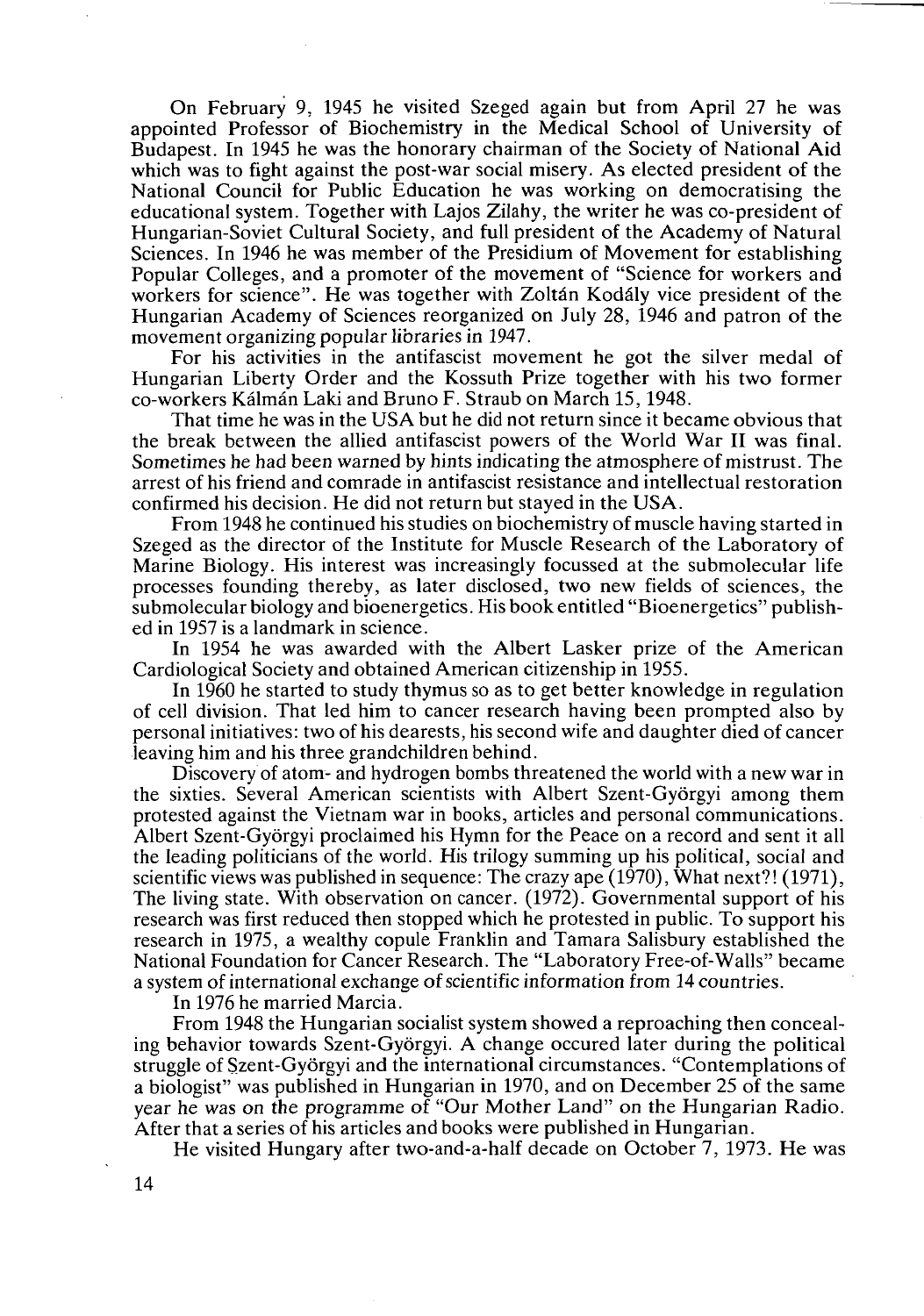On February 9, 1945 he visited Szeged again but from April 27 he was appointed Professor of Biochemistry in the Medical School of University of Budapest. In 1945 he was the honorary chairman of the Society of National Aid which was to fight against the post-war social misery. As elected president of the National Council for Public Education he was working on democratising the educational system. Together with Lajos Zilahy, the writer he was co-president of Hungarian-Soviet Cultural Society, and full president of the Academy of Natural Sciences. In 1946 he was member of the Presidium of Movement for establishing Popular Colleges, and a promoter of the movement of "Science for workers and workers for science". He was together with Zoltán Kodály vice president of the Hungarian Academy of Sciences reorganized on July 28, 1946 and patron of the movement organizing popular libraries in 1947.

For his activities in the antifascist movement he got the silver medal of Hungarian Liberty Order and the Kossuth Prize together with his two former co-workers Kálmán Laki and Bruno F. Straub on March 15, 1948.

That time he was in the USA but he did not return since it became obvious that the break between the allied antifascist powers of the World War II was final. Sometimes he had been warned by hints indicating the atmosphere of mistrust. The arrest of his friend and comrade in antifascist resistance and intellectual restoration confirmed his decision. He did not return but stayed in the USA.

From 1948 he continued his studies on biochemistry of muscle having started in Szeged as the director of the Institute for Muscle Research of the Laboratory of Marine Biology. His interest was increasingly focussed at the submolecular life processes founding thereby, as later disclosed, two new fields of sciences, the submolecular biology and bioenergetics. His book entitled "Bioenergetics" published in 1957 is a landmark in science.

In 1954 he was awarded with the Albert Lasker prize of the American Cardiological Society and obtained American citizenship in 1955.

In 1960 he started to study thymus so as to get better knowledge in regulation of cell division. That led him to cancer research having been prompted also by personal initiatives: two of his dearests, his second wife and daughter died of cancer leaving him and his three grandchildren behind.

Discovery of atom- and hydrogen bombs threatened the world with a new war in the sixties. Several American scientists with Albert Szent-Györgyi among them protested against the Vietnam war in books, articles and personal communications. Albert Szent-Györgyi proclaimed his Hymn for the Peace on a record and sent it all the leading politicians of the world. His trilogy summing up his political, social and scientific views was published in sequence: The crazy ape (1970), What next?! (1971), The living state. With observation on cancer. (1972). Governmental support of his research was first reduced then stopped which he protested in public. To support his research in 1975, a wealthy copule Franklin and Tamara Salisbury established the National Foundation for Cancer Research. The "Laboratory Free-of-Walls" became a system of international exchange of scientific information from 14 countries.

In 1976 he married Marcia.

From 1948 the Hungarian socialist system showed a reproaching then concealing behavior towards Szent-Györgyi. A change occured later during the political struggle of Szent-Györgyi and the international circumstances. "Contemplations of a biologist" was published in Hungarian in 1970, and on December 25 of the same year he was on the programme of "Our Mother Land" on the Hungarian Radio. After that a series of his articles and books were published in Hungarian.

He visited Hungary after two-and-a-half decade on October 7, 1973. He was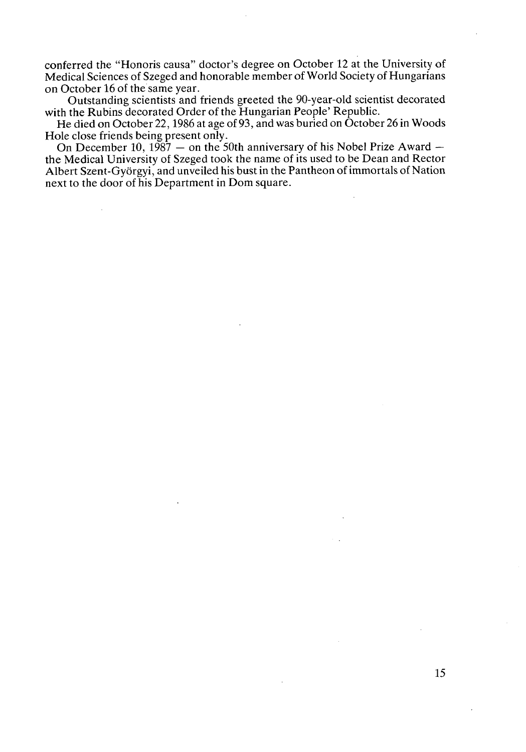conferred the "Honoris causa" doctor's degree on October 12 at the University of Medical Sciences of Szeged and honorable member of World Society of Hungarians on October 16 of the same year.

Outstanding scientists and friends greeted the 90-year-old scientist decorated with the Rubins decorated Order of the Hungarian People' Republic.

He died on October 22, 1986 at age of 93, and was buried on October 26 in Woods Hole close friends being present only.

On December 10, 1987 — on the 50th anniversary of his Nobel Prize Award — the Medical University of Szeged took the name of its used to be Dean and Rector Albert Szent-Györgyi, and unveiled his bust in the Pantheon of immortals of Nation next to the door of his Department in Dom square.